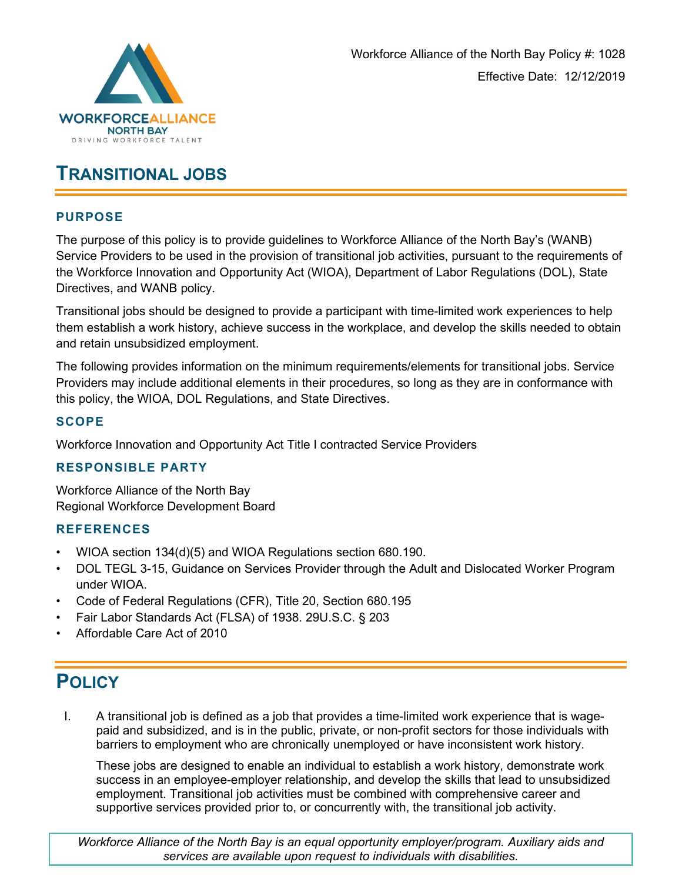Workforce Alliance of the North Bay Policy #: 1028

Effective Date: 12/12/2019

# TRANSITIONAL JOBS

## PURPOSE

The purpose of this policy is to provide guidelines to Workforce Alliance of the North Bay's (WANB) Service Providers to be used in the provision of transitional job activities, pursuant to the requirements of the Workforce Innovation and Opportunity Act (WIOA), Department of Labor Regulations (DOL), State Directives, and WANB policy.

Transitional jobs should be designed to provide a participant with time-limited work experiences to help them establish a work history, achieve success in the workplace, and develop the skills needed to obtain and retain unsubsidized employment.

The following provides information on the minimum requirements/elements for transitional jobs. Service Providers may include additional elements in their procedures, so long as they are in conformance with this policy, the WIOA, DOL Regulations, and State Directives.

## SCOPE

Workforce Innovation and Opportunity Act Title I contracted Service Providers

## RESPONSIBLE PARTY

Workforce Alliance of the North Bay
Regional Workforce Development Board

## REFERENCES

- WIOA section 134(d)(5) and WIOA Regulations section 680.190.
- DOL TEGL 3-15, Guidance on Services Provider through the Adult and Dislocated Worker Program under WIOA.
- Code of Federal Regulations (CFR), Title 20, Section 680.195
- Fair Labor Standards Act (FLSA) of 1938. 29U.S.C. § 203
- Affordable Care Act of 2010

# POLICY

I. A transitional job is defined as a job that provides a time-limited work experience that is wage-paid and subsidized, and is in the public, private, or non-profit sectors for those individuals with barriers to employment who are chronically unemployed or have inconsistent work history.

   These jobs are designed to enable an individual to establish a work history, demonstrate work success in an employee-employer relationship, and develop the skills that lead to unsubsidized employment. Transitional job activities must be combined with comprehensive career and supportive services provided prior to, or concurrently with, the transitional job activity.

*Workforce Alliance of the North Bay is an equal opportunity employer/program. Auxiliary aids and services are available upon request to individuals with disabilities.*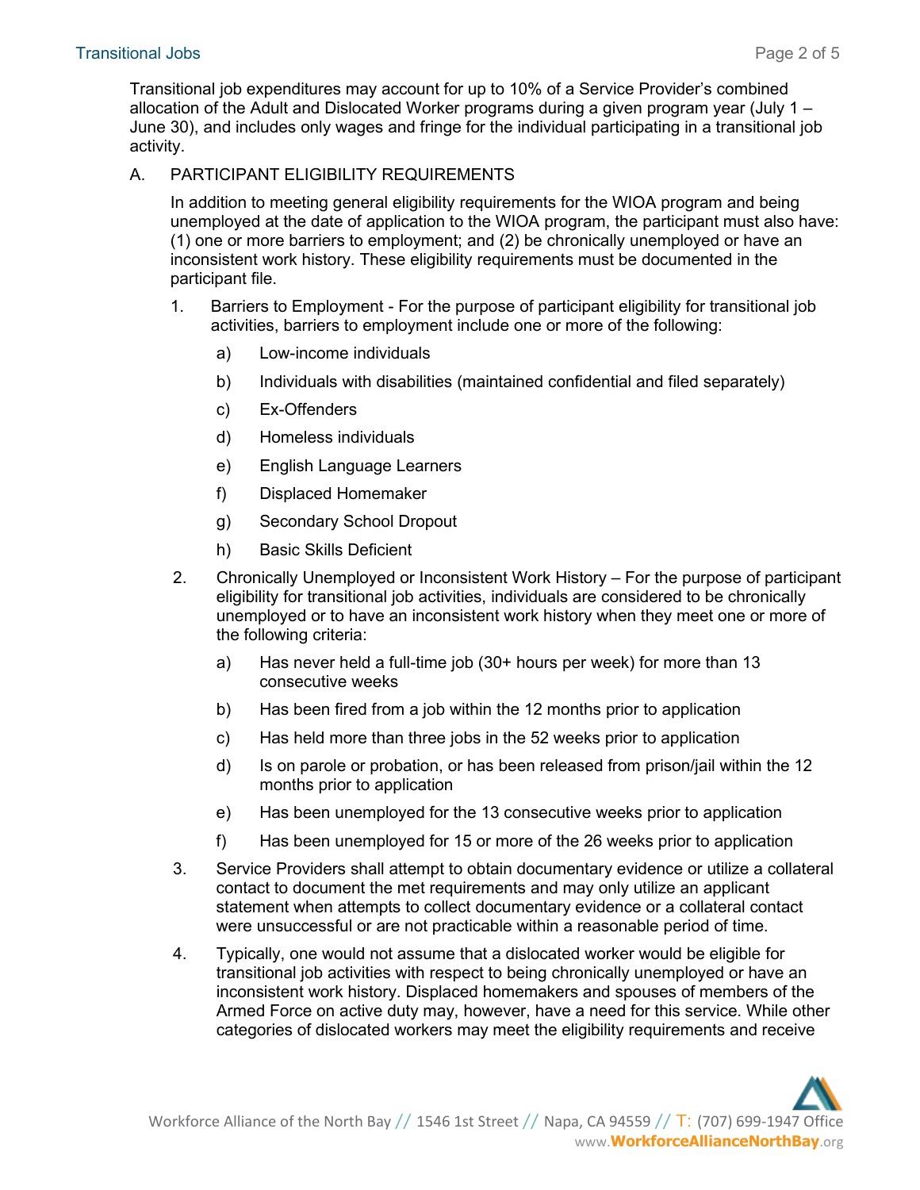Transitional job expenditures may account for up to 10% of a Service Provider's combined allocation of the Adult and Dislocated Worker programs during a given program year (July 1 – June 30), and includes only wages and fringe for the individual participating in a transitional job activity.

A. PARTICIPANT ELIGIBILITY REQUIREMENTS

In addition to meeting general eligibility requirements for the WIOA program and being unemployed at the date of application to the WIOA program, the participant must also have: (1) one or more barriers to employment; and (2) be chronically unemployed or have an inconsistent work history. These eligibility requirements must be documented in the participant file.

1. Barriers to Employment - For the purpose of participant eligibility for transitional job activities, barriers to employment include one or more of the following:

   a) Low-income individuals

   b) Individuals with disabilities (maintained confidential and filed separately)

   c) Ex-Offenders

   d) Homeless individuals

   e) English Language Learners

   f) Displaced Homemaker

   g) Secondary School Dropout

   h) Basic Skills Deficient

2. Chronically Unemployed or Inconsistent Work History – For the purpose of participant eligibility for transitional job activities, individuals are considered to be chronically unemployed or to have an inconsistent work history when they meet one or more of the following criteria:

   a) Has never held a full-time job (30+ hours per week) for more than 13 consecutive weeks

   b) Has been fired from a job within the 12 months prior to application

   c) Has held more than three jobs in the 52 weeks prior to application

   d) Is on parole or probation, or has been released from prison/jail within the 12 months prior to application

   e) Has been unemployed for the 13 consecutive weeks prior to application

   f) Has been unemployed for 15 or more of the 26 weeks prior to application

3. Service Providers shall attempt to obtain documentary evidence or utilize a collateral contact to document the met requirements and may only utilize an applicant statement when attempts to collect documentary evidence or a collateral contact were unsuccessful or are not practicable within a reasonable period of time.

4. Typically, one would not assume that a dislocated worker would be eligible for transitional job activities with respect to being chronically unemployed or have an inconsistent work history. Displaced homemakers and spouses of members of the Armed Force on active duty may, however, have a need for this service. While other categories of dislocated workers may meet the eligibility requirements and receive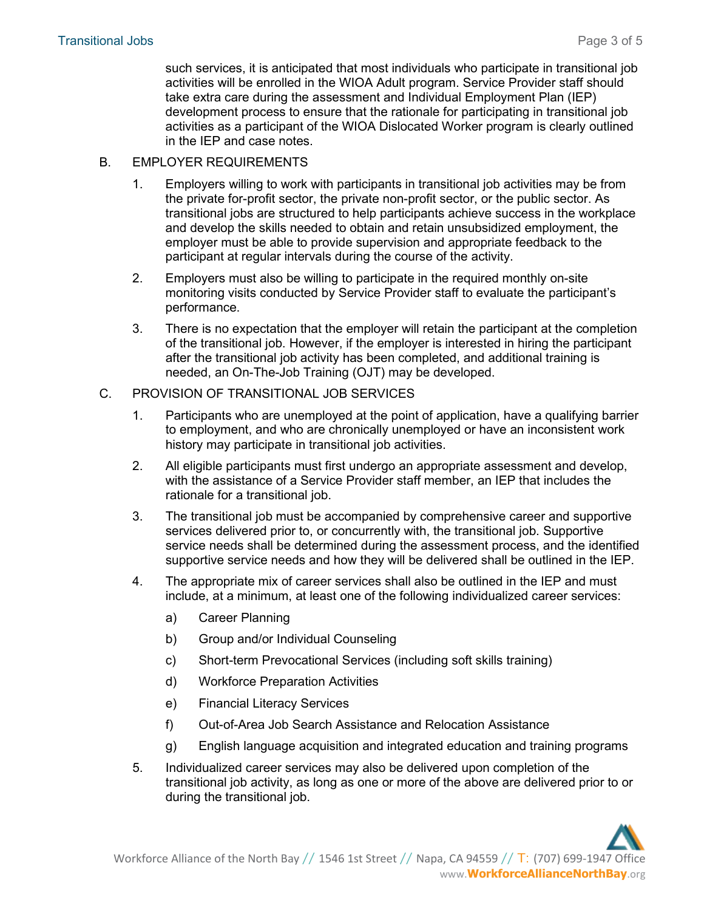such services, it is anticipated that most individuals who participate in transitional job activities will be enrolled in the WIOA Adult program. Service Provider staff should take extra care during the assessment and Individual Employment Plan (IEP) development process to ensure that the rationale for participating in transitional job activities as a participant of the WIOA Dislocated Worker program is clearly outlined in the IEP and case notes.

B. EMPLOYER REQUIREMENTS

1. Employers willing to work with participants in transitional job activities may be from the private for-profit sector, the private non-profit sector, or the public sector. As transitional jobs are structured to help participants achieve success in the workplace and develop the skills needed to obtain and retain unsubsidized employment, the employer must be able to provide supervision and appropriate feedback to the participant at regular intervals during the course of the activity.

2. Employers must also be willing to participate in the required monthly on-site monitoring visits conducted by Service Provider staff to evaluate the participant's performance.

3. There is no expectation that the employer will retain the participant at the completion of the transitional job. However, if the employer is interested in hiring the participant after the transitional job activity has been completed, and additional training is needed, an On-The-Job Training (OJT) may be developed.

C. PROVISION OF TRANSITIONAL JOB SERVICES

1. Participants who are unemployed at the point of application, have a qualifying barrier to employment, and who are chronically unemployed or have an inconsistent work history may participate in transitional job activities.

2. All eligible participants must first undergo an appropriate assessment and develop, with the assistance of a Service Provider staff member, an IEP that includes the rationale for a transitional job.

3. The transitional job must be accompanied by comprehensive career and supportive services delivered prior to, or concurrently with, the transitional job. Supportive service needs shall be determined during the assessment process, and the identified supportive service needs and how they will be delivered shall be outlined in the IEP.

4. The appropriate mix of career services shall also be outlined in the IEP and must include, at a minimum, at least one of the following individualized career services:

   a) Career Planning

   b) Group and/or Individual Counseling

   c) Short-term Prevocational Services (including soft skills training)

   d) Workforce Preparation Activities

   e) Financial Literacy Services

   f) Out-of-Area Job Search Assistance and Relocation Assistance

   g) English language acquisition and integrated education and training programs

5. Individualized career services may also be delivered upon completion of the transitional job activity, as long as one or more of the above are delivered prior to or during the transitional job.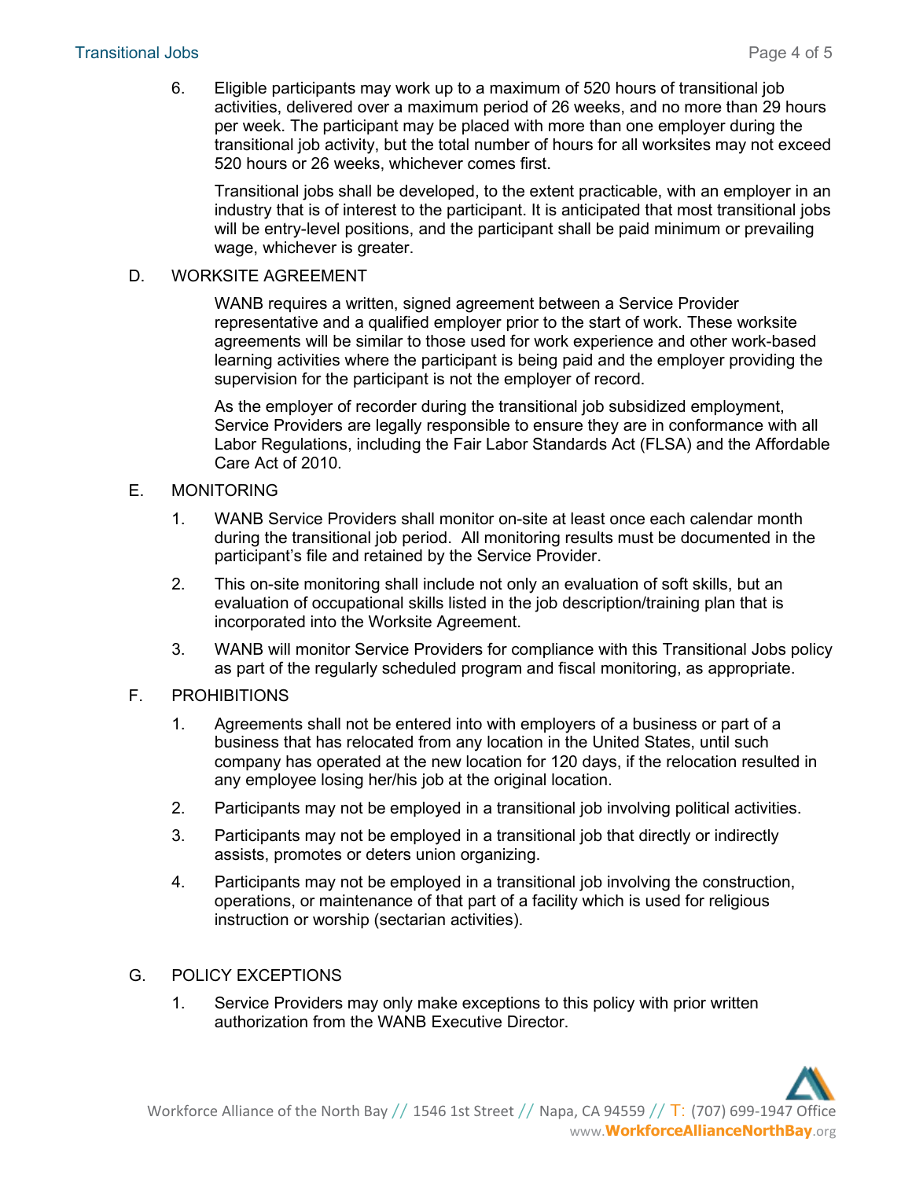6. Eligible participants may work up to a maximum of 520 hours of transitional job activities, delivered over a maximum period of 26 weeks, and no more than 29 hours per week. The participant may be placed with more than one employer during the transitional job activity, but the total number of hours for all worksites may not exceed 520 hours or 26 weeks, whichever comes first.

   Transitional jobs shall be developed, to the extent practicable, with an employer in an industry that is of interest to the participant. It is anticipated that most transitional jobs will be entry-level positions, and the participant shall be paid minimum or prevailing wage, whichever is greater.

## D. WORKSITE AGREEMENT

WANB requires a written, signed agreement between a Service Provider representative and a qualified employer prior to the start of work. These worksite agreements will be similar to those used for work experience and other work-based learning activities where the participant is being paid and the employer providing the supervision for the participant is not the employer of record.

As the employer of recorder during the transitional job subsidized employment, Service Providers are legally responsible to ensure they are in conformance with all Labor Regulations, including the Fair Labor Standards Act (FLSA) and the Affordable Care Act of 2010.

## E. MONITORING

1. WANB Service Providers shall monitor on-site at least once each calendar month during the transitional job period. All monitoring results must be documented in the participant's file and retained by the Service Provider.
2. This on-site monitoring shall include not only an evaluation of soft skills, but an evaluation of occupational skills listed in the job description/training plan that is incorporated into the Worksite Agreement.
3. WANB will monitor Service Providers for compliance with this Transitional Jobs policy as part of the regularly scheduled program and fiscal monitoring, as appropriate.

## F. PROHIBITIONS

1. Agreements shall not be entered into with employers of a business or part of a business that has relocated from any location in the United States, until such company has operated at the new location for 120 days, if the relocation resulted in any employee losing her/his job at the original location.
2. Participants may not be employed in a transitional job involving political activities.
3. Participants may not be employed in a transitional job that directly or indirectly assists, promotes or deters union organizing.
4. Participants may not be employed in a transitional job involving the construction, operations, or maintenance of that part of a facility which is used for religious instruction or worship (sectarian activities).

## G. POLICY EXCEPTIONS

1. Service Providers may only make exceptions to this policy with prior written authorization from the WANB Executive Director.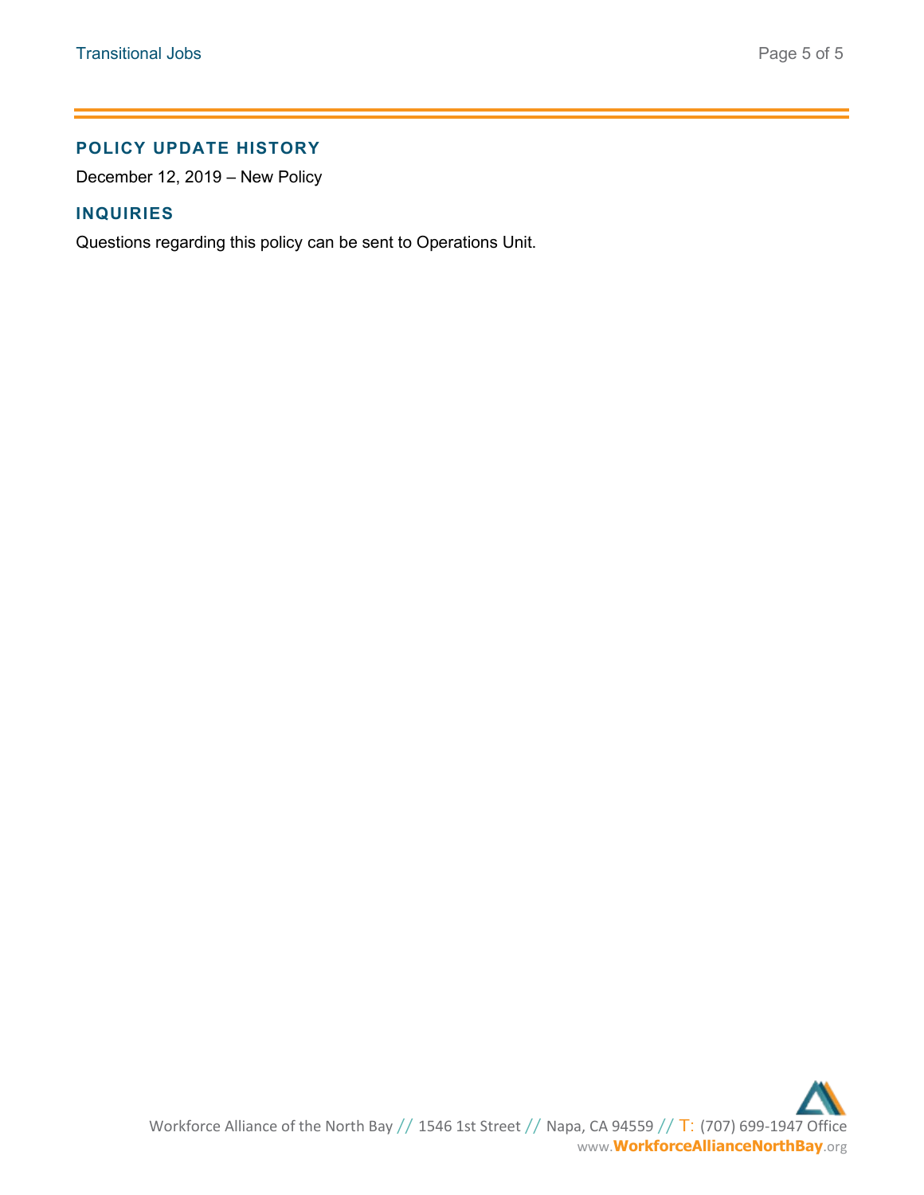## POLICY UPDATE HISTORY

December 12, 2019 – New Policy

## INQUIRIES

Questions regarding this policy can be sent to Operations Unit.